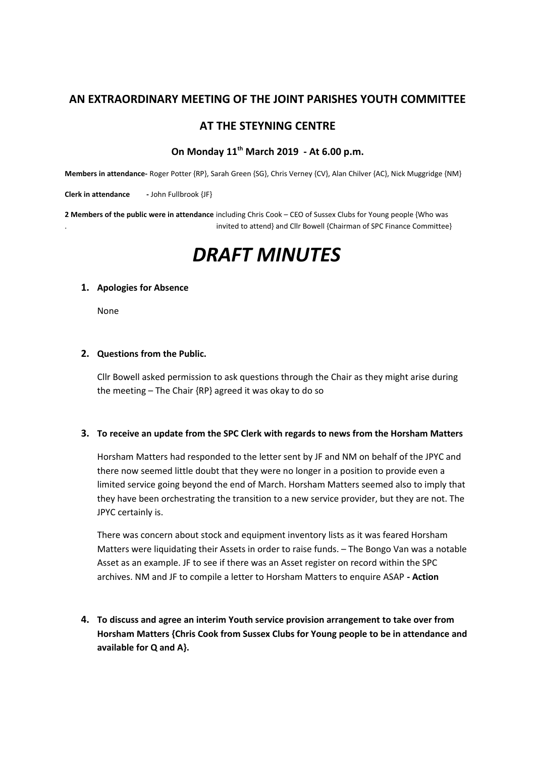## AN EXTRAORDINARY MEETING OF THE JOINT PARISHES YOUTH COMMITTEE

## AT THE STEYNING CENTRE

### On Monday 11th March 2019 - At 6.00 p.m.

**Members in attendance-** Roger Potter {RP}, Sarah Green {SG}, Chris Verney {CV}, Alan Chilver {AC}, Nick Muggridge {NM}

**Clerk in attendance -** John Fullbrook {JF}

**2 Members of the public were in attendance** including Chris Cook – CEO of Sussex Clubs for Young people {Who was invited to attend} and Cllr Bowell {Chairman of SPC Finance Committee}

# *DRAFT MINUTES*

1. **Apologies for Absence**

   None

2. **Questions from the Public.**

   Cllr Bowell asked permission to ask questions through the Chair as they might arise during the meeting – The Chair {RP} agreed it was okay to do so

3. **To receive an update from the SPC Clerk with regards to news from the Horsham Matters**

   Horsham Matters had responded to the letter sent by JF and NM on behalf of the JPYC and there now seemed little doubt that they were no longer in a position to provide even a limited service going beyond the end of March. Horsham Matters seemed also to imply that they have been orchestrating the transition to a new service provider, but they are not. The JPYC certainly is.

   There was concern about stock and equipment inventory lists as it was feared Horsham Matters were liquidating their Assets in order to raise funds. – The Bongo Van was a notable Asset as an example. JF to see if there was an Asset register on record within the SPC archives. NM and JF to compile a letter to Horsham Matters to enquire ASAP **- Action**

4. **To discuss and agree an interim Youth service provision arrangement to take over from Horsham Matters {Chris Cook from Sussex Clubs for Young people to be in attendance and available for Q and A}.**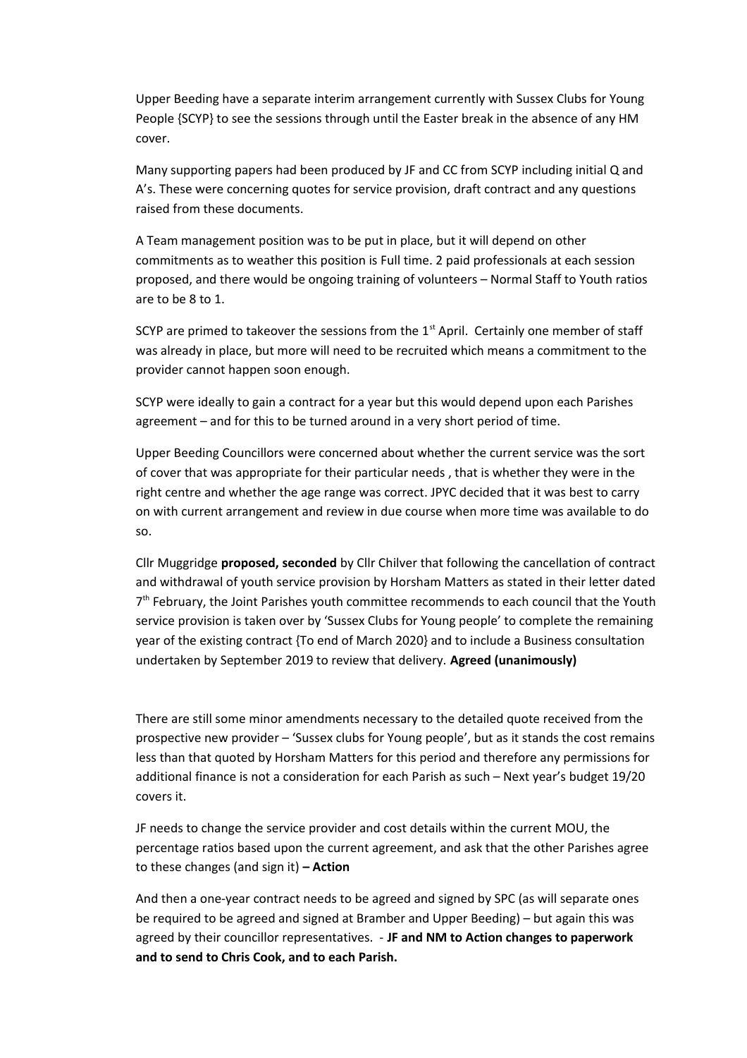Upper Beeding have a separate interim arrangement currently with Sussex Clubs for Young People {SCYP} to see the sessions through until the Easter break in the absence of any HM cover.

Many supporting papers had been produced by JF and CC from SCYP including initial Q and A's. These were concerning quotes for service provision, draft contract and any questions raised from these documents.

A Team management position was to be put in place, but it will depend on other commitments as to weather this position is Full time. 2 paid professionals at each session proposed, and there would be ongoing training of volunteers – Normal Staff to Youth ratios are to be 8 to 1.

SCYP are primed to takeover the sessions from the 1st April. Certainly one member of staff was already in place, but more will need to be recruited which means a commitment to the provider cannot happen soon enough.

SCYP were ideally to gain a contract for a year but this would depend upon each Parishes agreement – and for this to be turned around in a very short period of time.

Upper Beeding Councillors were concerned about whether the current service was the sort of cover that was appropriate for their particular needs , that is whether they were in the right centre and whether the age range was correct. JPYC decided that it was best to carry on with current arrangement and review in due course when more time was available to do so.

Cllr Muggridge **proposed, seconded** by Cllr Chilver that following the cancellation of contract and withdrawal of youth service provision by Horsham Matters as stated in their letter dated 7th February, the Joint Parishes youth committee recommends to each council that the Youth service provision is taken over by 'Sussex Clubs for Young people' to complete the remaining year of the existing contract {To end of March 2020} and to include a Business consultation undertaken by September 2019 to review that delivery. **Agreed (unanimously)**

There are still some minor amendments necessary to the detailed quote received from the prospective new provider – 'Sussex clubs for Young people', but as it stands the cost remains less than that quoted by Horsham Matters for this period and therefore any permissions for additional finance is not a consideration for each Parish as such – Next year's budget 19/20 covers it.

JF needs to change the service provider and cost details within the current MOU, the percentage ratios based upon the current agreement, and ask that the other Parishes agree to these changes (and sign it) **– Action**

And then a one-year contract needs to be agreed and signed by SPC (as will separate ones be required to be agreed and signed at Bramber and Upper Beeding) – but again this was agreed by their councillor representatives. - **JF and NM to Action changes to paperwork and to send to Chris Cook, and to each Parish.**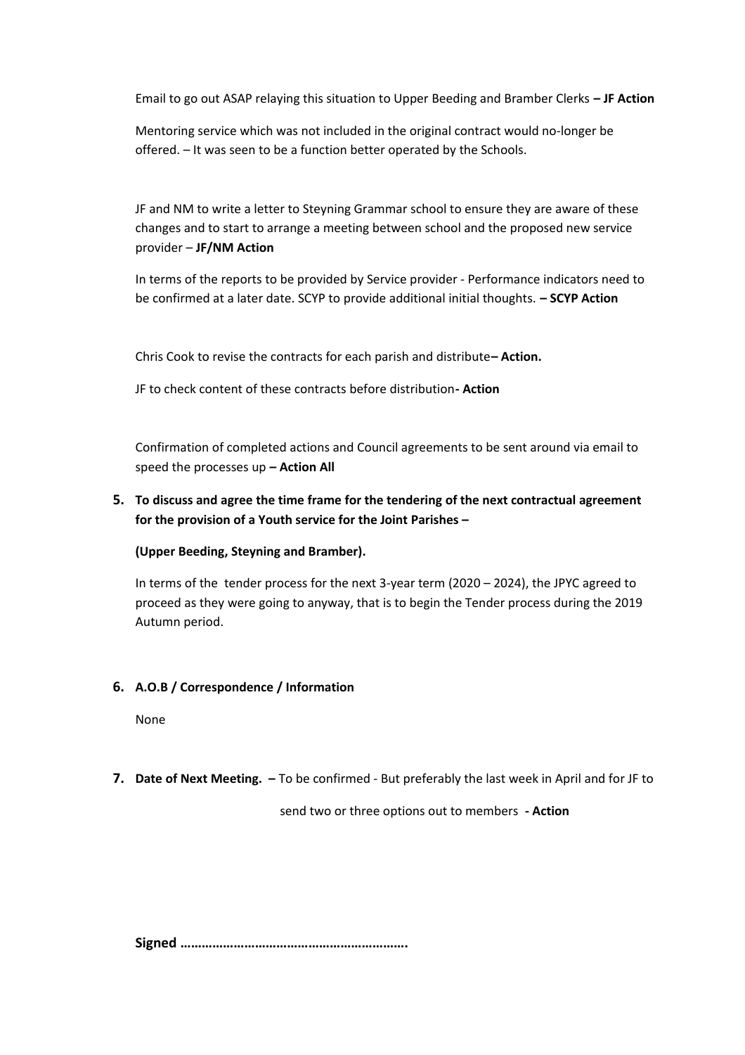Email to go out ASAP relaying this situation to Upper Beeding and Bramber Clerks **– JF Action**

Mentoring service which was not included in the original contract would no-longer be offered. – It was seen to be a function better operated by the Schools.

JF and NM to write a letter to Steyning Grammar school to ensure they are aware of these changes and to start to arrange a meeting between school and the proposed new service provider – **JF/NM Action**

In terms of the reports to be provided by Service provider - Performance indicators need to be confirmed at a later date. SCYP to provide additional initial thoughts. **– SCYP Action**

Chris Cook to revise the contracts for each parish and distribute**– Action.**

JF to check content of these contracts before distribution**- Action**

Confirmation of completed actions and Council agreements to be sent around via email to speed the processes up **– Action All**

**5. To discuss and agree the time frame for the tendering of the next contractual agreement for the provision of a Youth service for the Joint Parishes –**

**(Upper Beeding, Steyning and Bramber).**

In terms of the tender process for the next 3-year term (2020 – 2024), the JPYC agreed to proceed as they were going to anyway, that is to begin the Tender process during the 2019 Autumn period.

**6. A.O.B / Correspondence / Information**

None

**7. Date of Next Meeting. –** To be confirmed - But preferably the last week in April and for JF to send two or three options out to members **- Action**

**Signed ……………………………………………………….**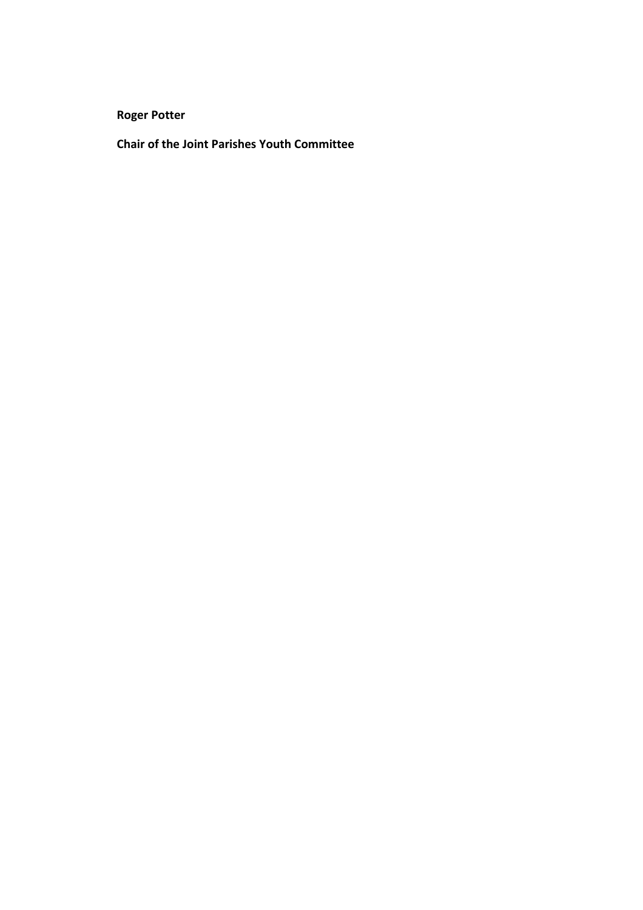**Roger Potter**

**Chair of the Joint Parishes Youth Committee**